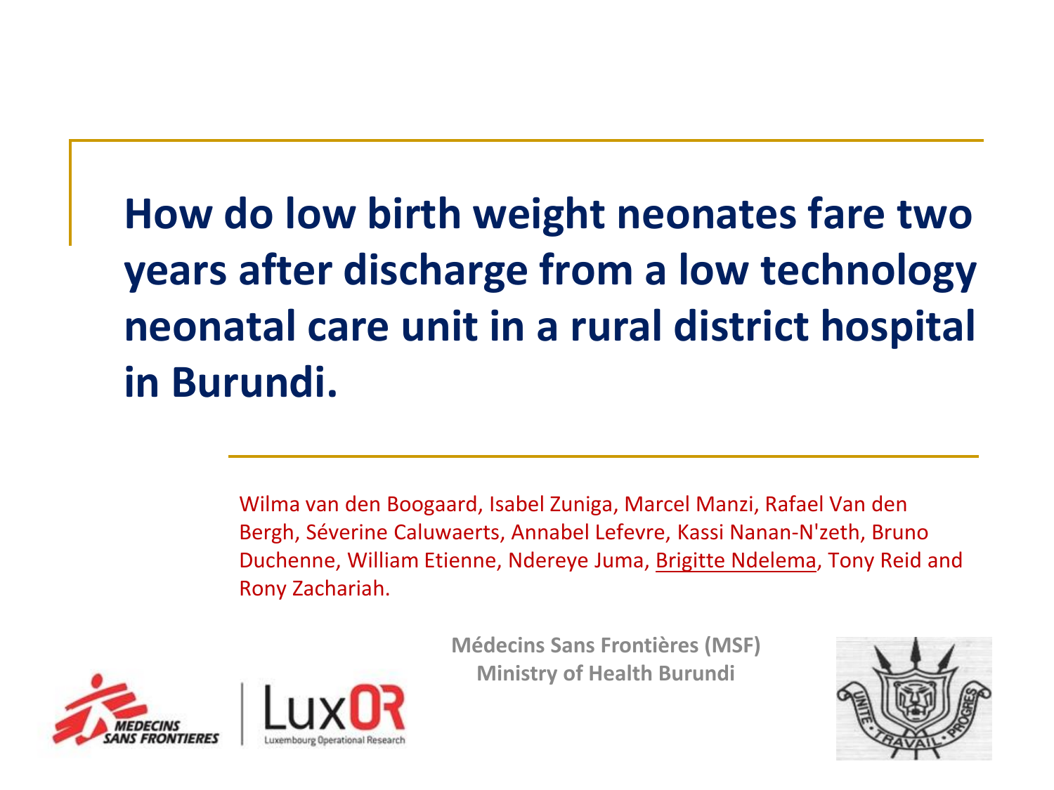# How do low birth weight neonates fare two years after discharge from a low technology neonatal care unit in a rural district hospital in Burundi.

Wilma van den Boogaard, Isabel Zuniga, Marcel Manzi, Rafael Van den Bergh, Séverine Caluwaerts, Annabel Lefevre, Kassi Nanan-N'zeth, Bruno Duchenne, William Etienne, Ndereye Juma, Brigitte Ndelema, Tony Reid and Rony Zachariah.

**Médecins Sans Frontières (MSF)**
**Ministry of Health Burundi**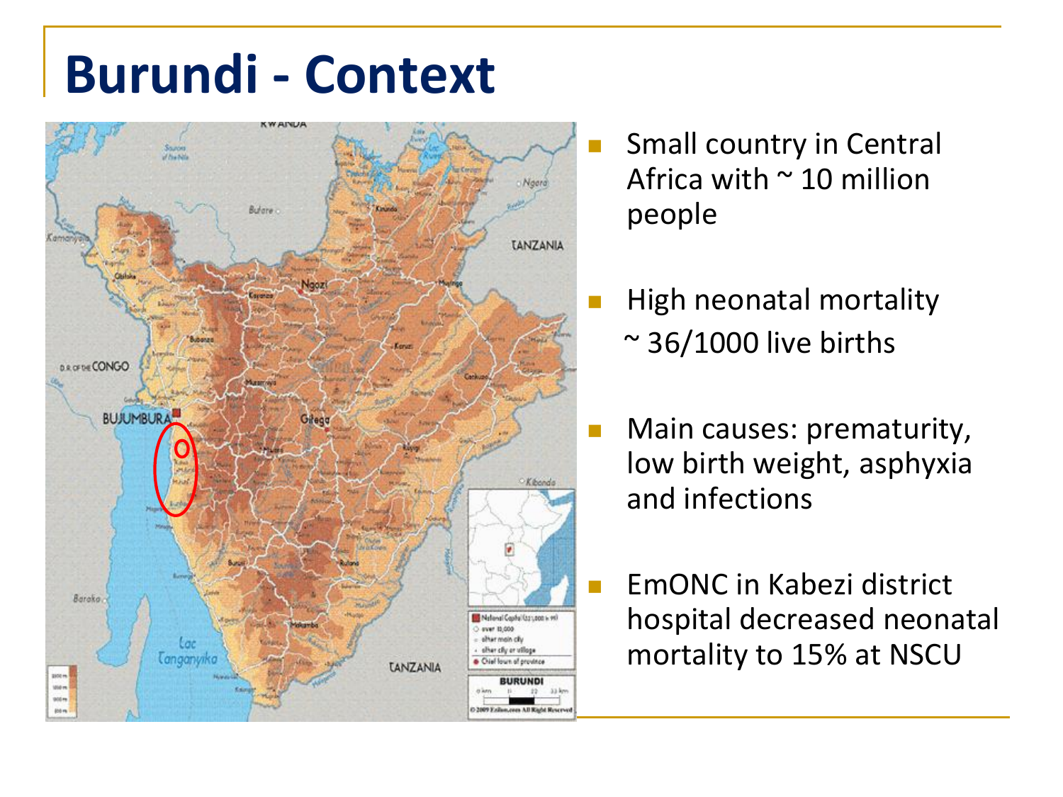# Burundi - Context

- Small country in Central Africa with ~ 10 million people
- High neonatal mortality ~ 36/1000 live births
- Main causes: prematurity, low birth weight, asphyxia and infections
- EmONC in Kabezi district hospital decreased neonatal mortality to 15% at NSCU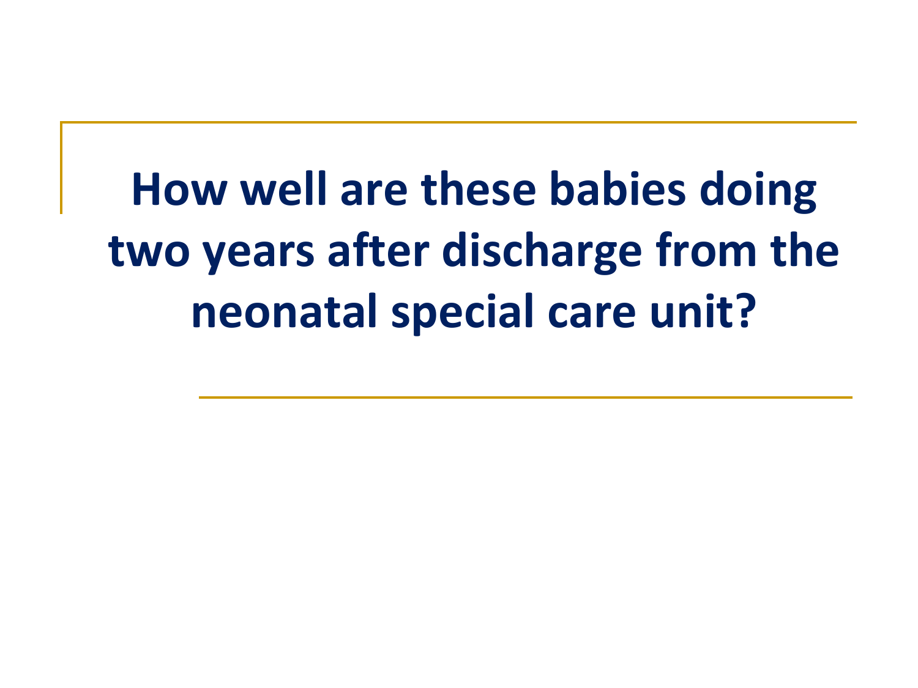# How well are these babies doing two years after discharge from the neonatal special care unit?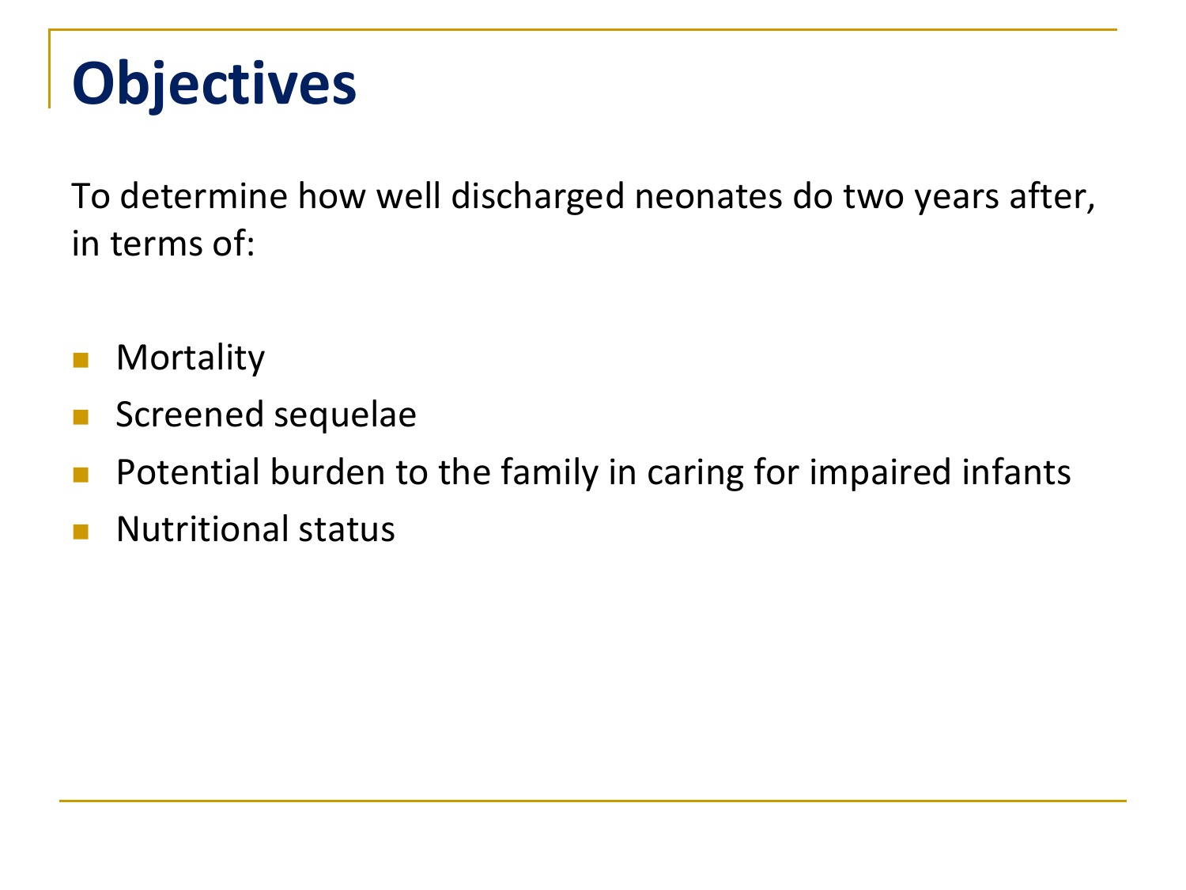# Objectives

To determine how well discharged neonates do two years after, in terms of:

- Mortality
- Screened sequelae
- Potential burden to the family in caring for impaired infants
- Nutritional status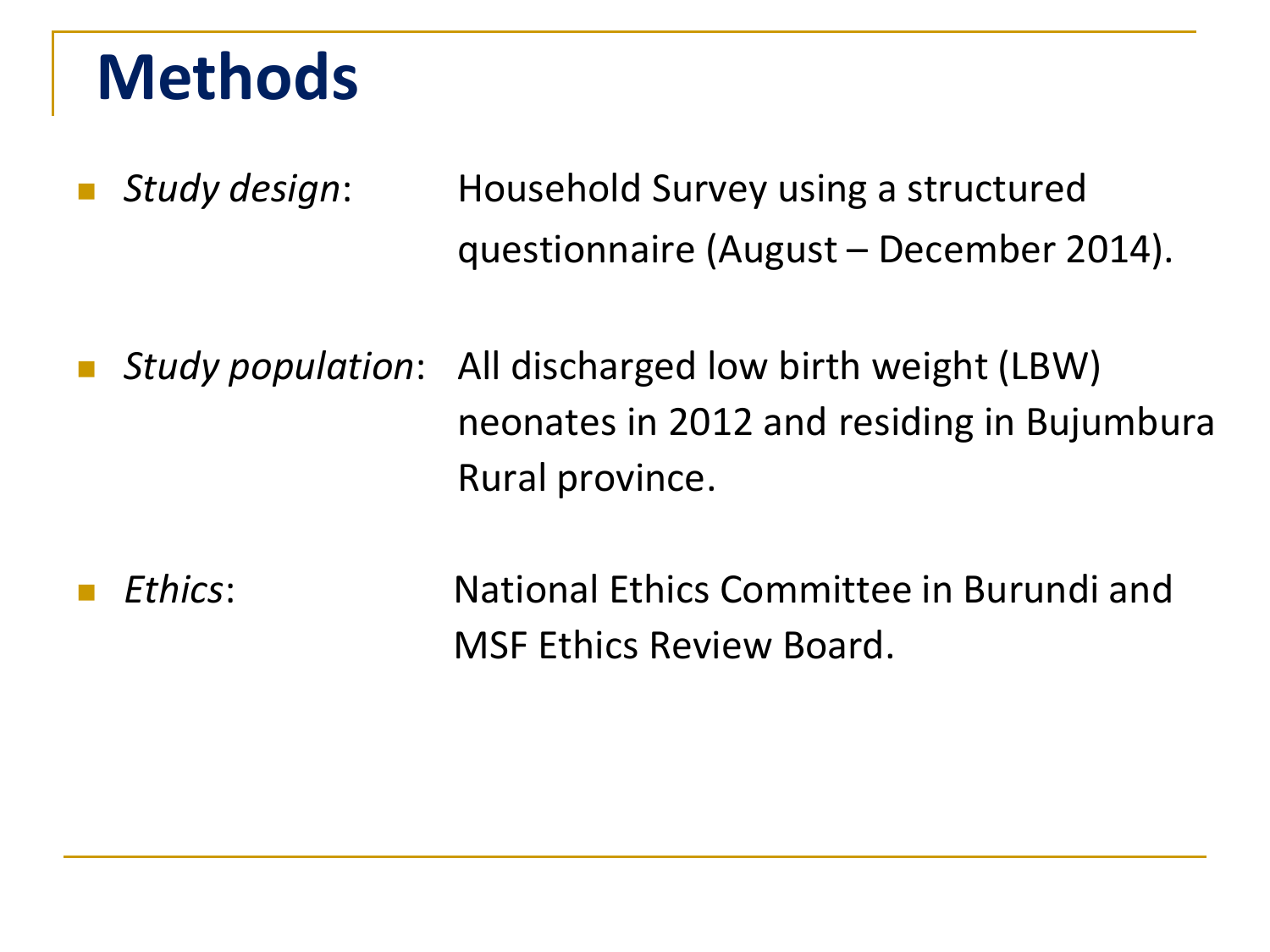# Methods

- *Study design*: Household Survey using a structured questionnaire (August – December 2014).
- *Study population*: All discharged low birth weight (LBW) neonates in 2012 and residing in Bujumbura Rural province.
- *Ethics*: National Ethics Committee in Burundi and MSF Ethics Review Board.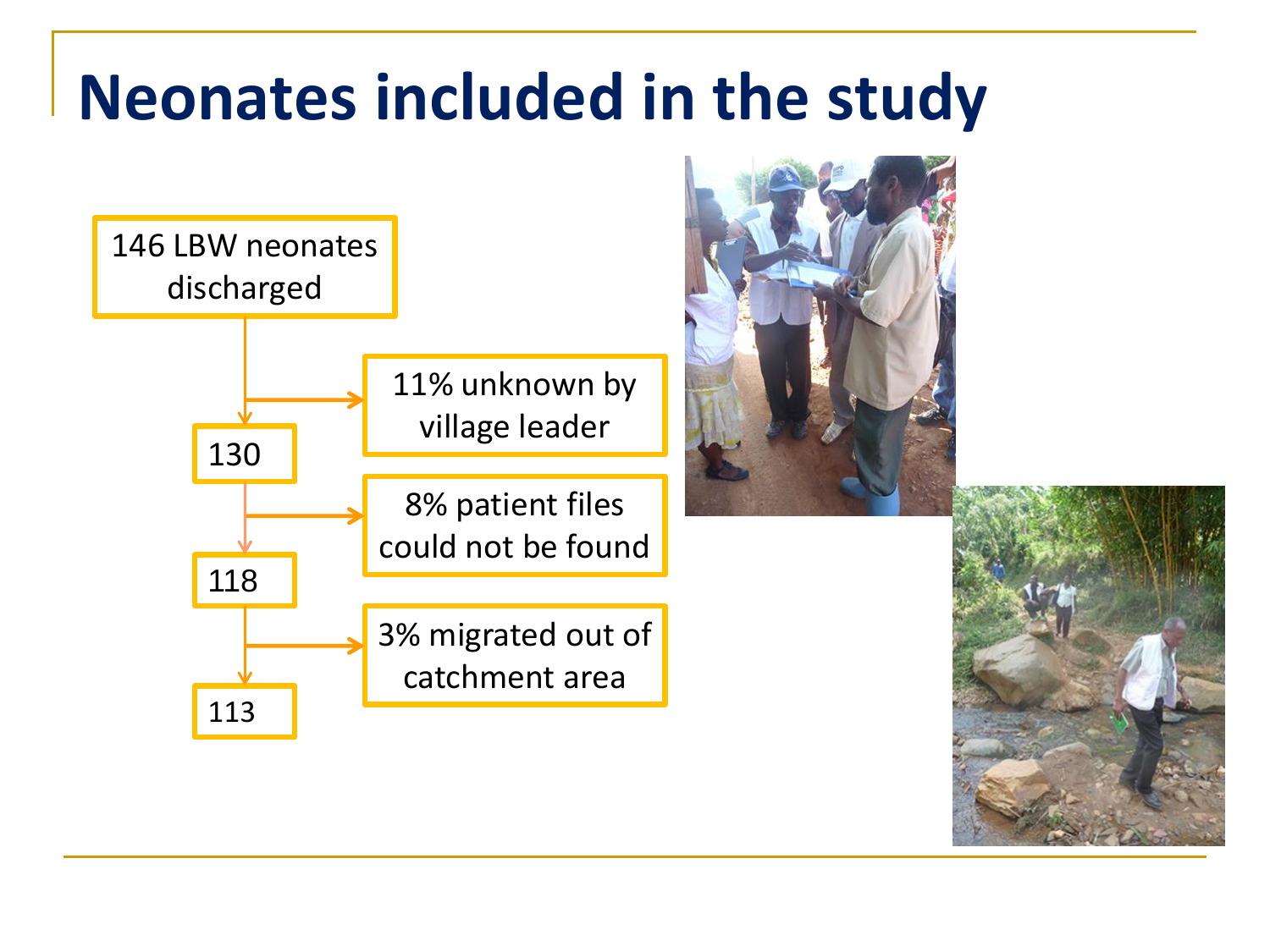# Neonates included in the study

146 LBW neonates discharged

- 11% unknown by village leader

130

- 8% patient files could not be found

118

- 3% migrated out of catchment area

113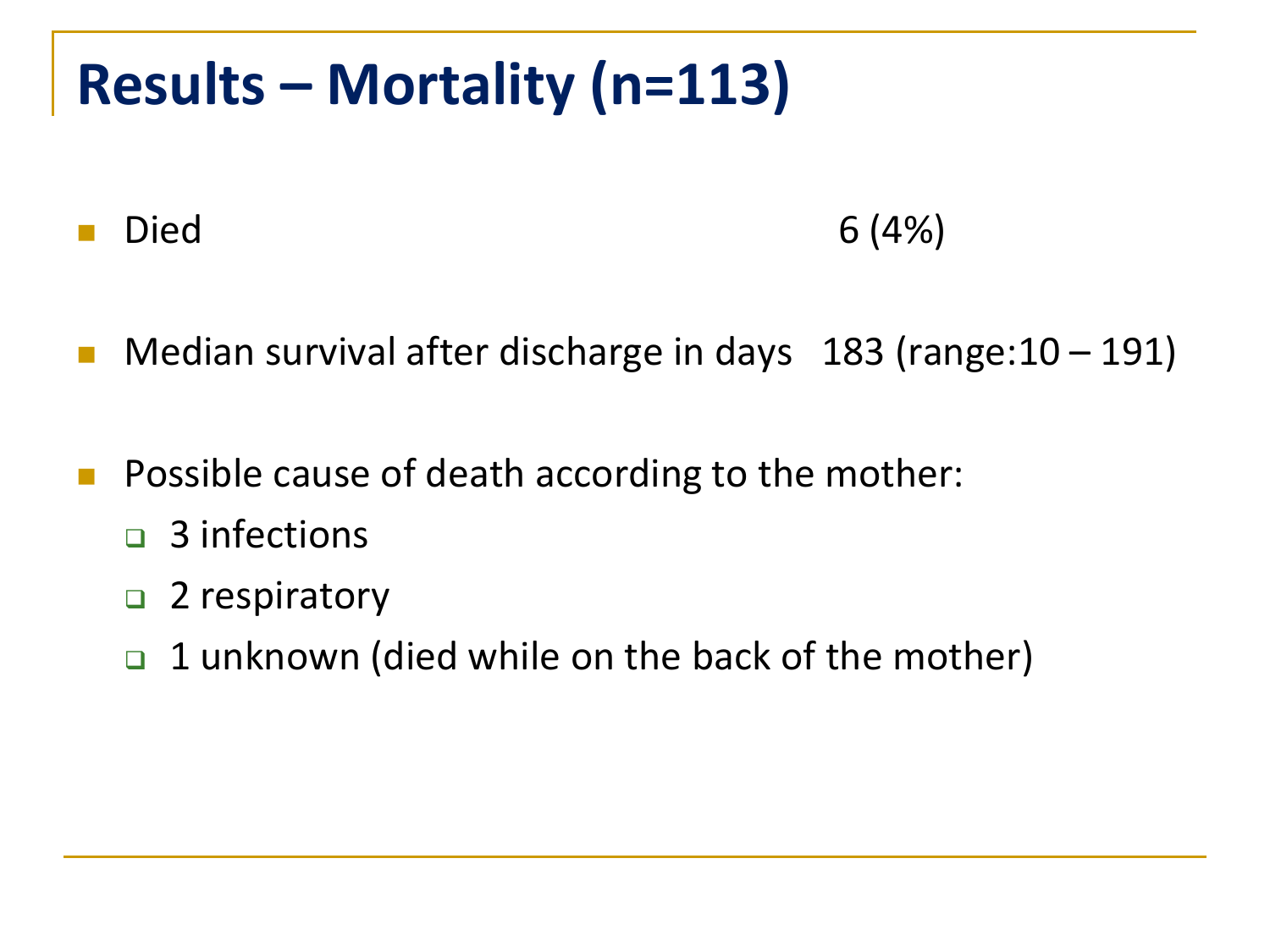# Results – Mortality (n=113)

- Died 6 (4%)
- Median survival after discharge in days 183 (range:10 – 191)
- Possible cause of death according to the mother:
  - 3 infections
  - 2 respiratory
  - 1 unknown (died while on the back of the mother)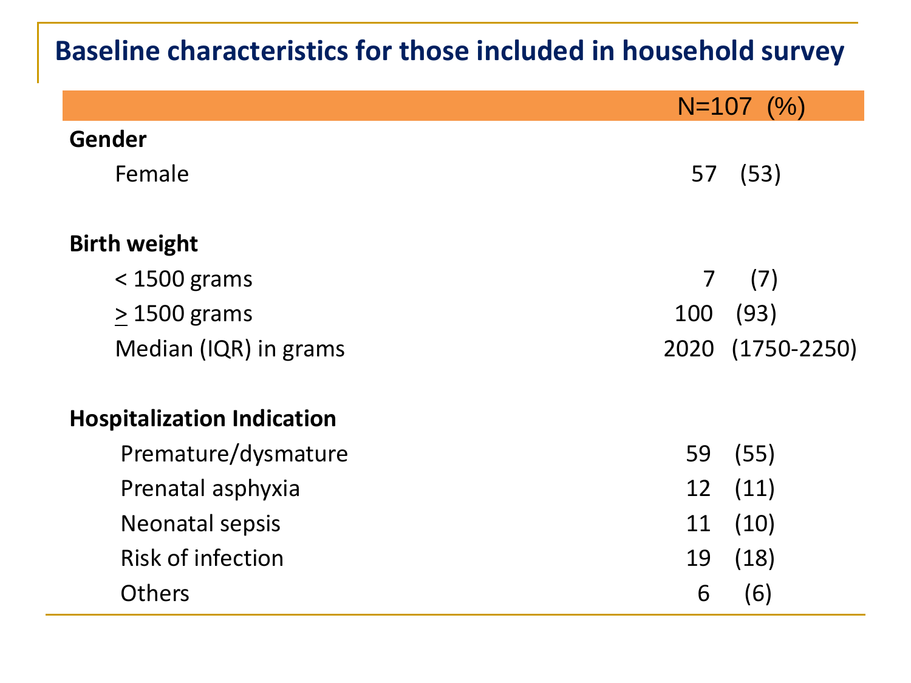## Baseline characteristics for those included in household survey

| | N=107 (%) |
|---|---|
| **Gender** | |
| Female | 57 (53) |
| **Birth weight** | |
| < 1500 grams | 7 (7) |
| ≥ 1500 grams | 100 (93) |
| Median (IQR) in grams | 2020 (1750-2250) |
| **Hospitalization Indication** | |
| Premature/dysmature | 59 (55) |
| Prenatal asphyxia | 12 (11) |
| Neonatal sepsis | 11 (10) |
| Risk of infection | 19 (18) |
| Others | 6 (6) |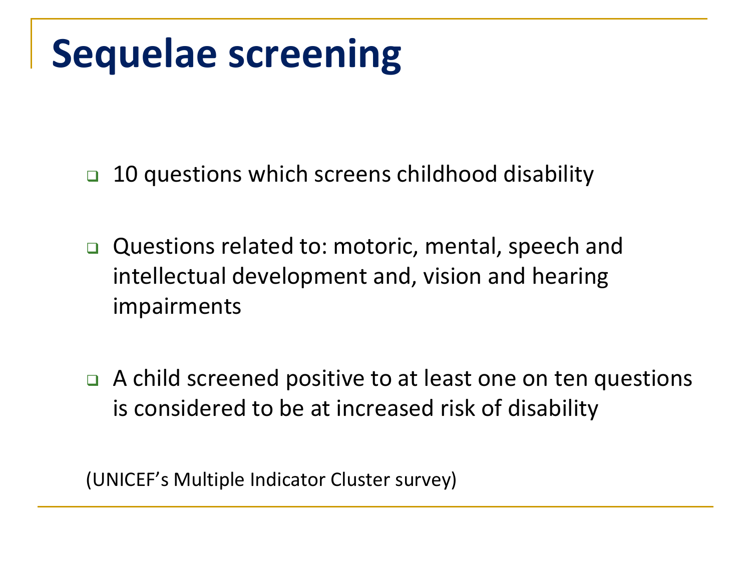# Sequelae screening

- 10 questions which screens childhood disability
- Questions related to: motoric, mental, speech and intellectual development and, vision and hearing impairments
- A child screened positive to at least one on ten questions is considered to be at increased risk of disability

(UNICEF's Multiple Indicator Cluster survey)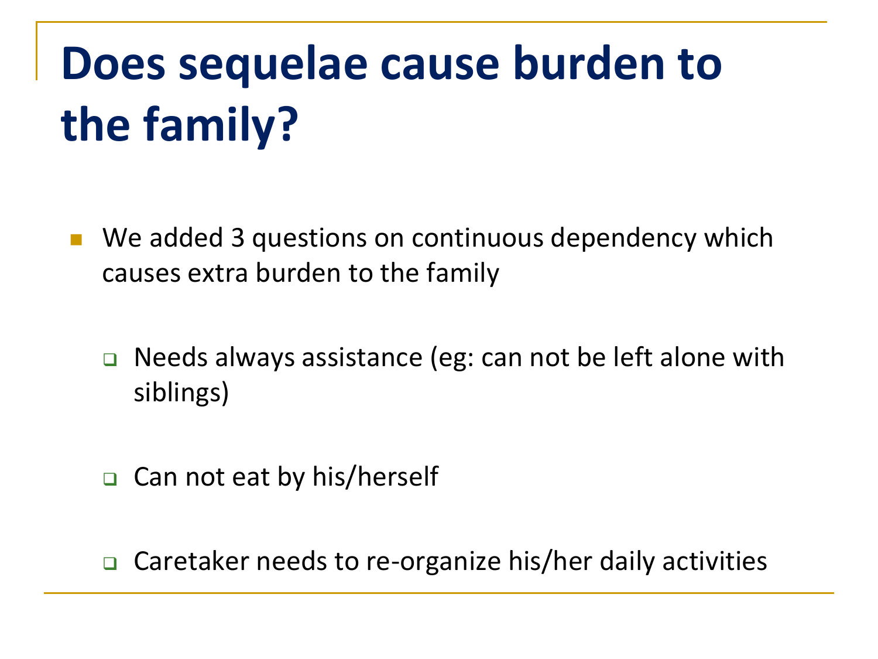# Does sequelae cause burden to the family?

- We added 3 questions on continuous dependency which causes extra burden to the family
  - Needs always assistance (eg: can not be left alone with siblings)
  - Can not eat by his/herself
  - Caretaker needs to re-organize his/her daily activities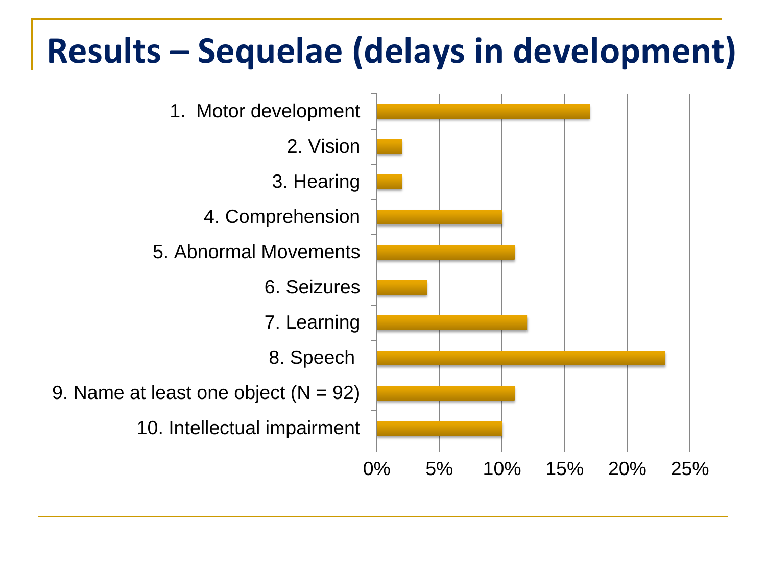# Results – Sequelae (delays in development)

1. Motor development
2. Vision
3. Hearing
4. Comprehension
5. Abnormal Movements
6. Seizures
7. Learning
8. Speech
9. Name at least one object (N = 92)
10. Intellectual impairment

0% 5% 10% 15% 20% 25%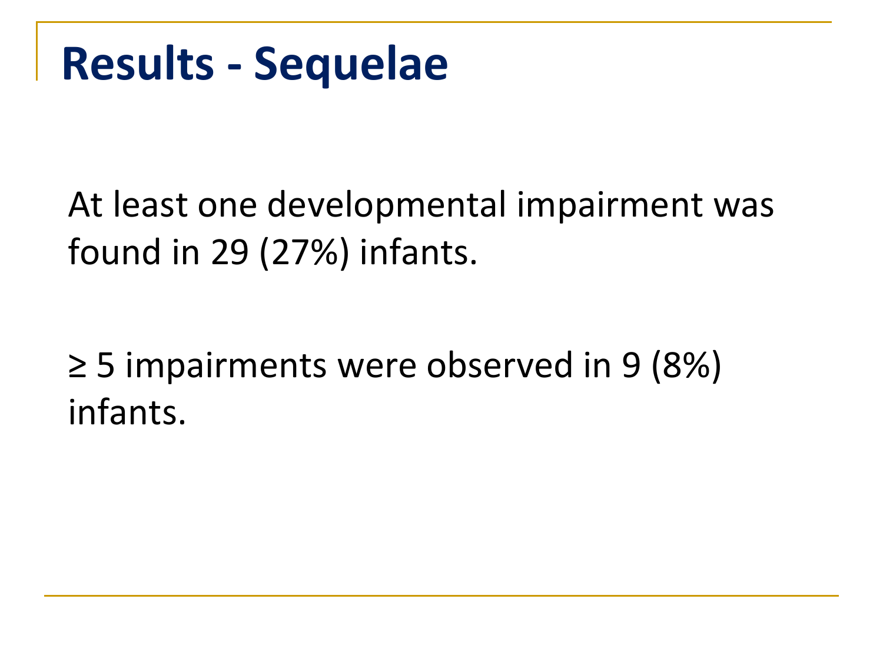# Results - Sequelae

At least one developmental impairment was found in 29 (27%) infants.

≥ 5 impairments were observed in 9 (8%) infants.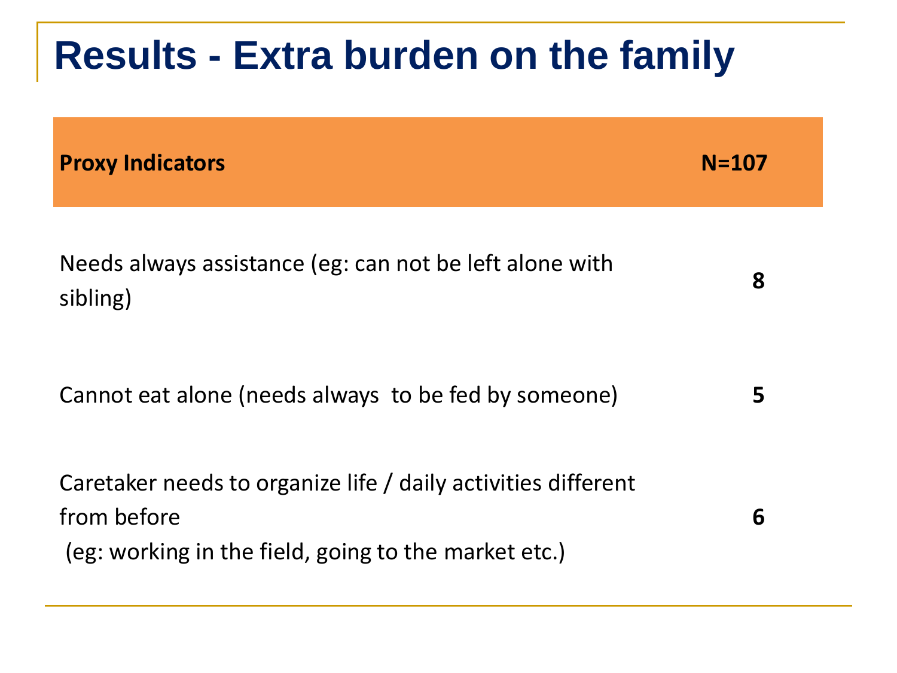# Results - Extra burden on the family

| Proxy Indicators | N=107 |
| --- | --- |
| Needs always assistance (eg: can not be left alone with sibling) | **8** |
| Cannot eat alone (needs always to be fed by someone) | **5** |
| Caretaker needs to organize life / daily activities different from before (eg: working in the field, going to the market etc.) | **6** |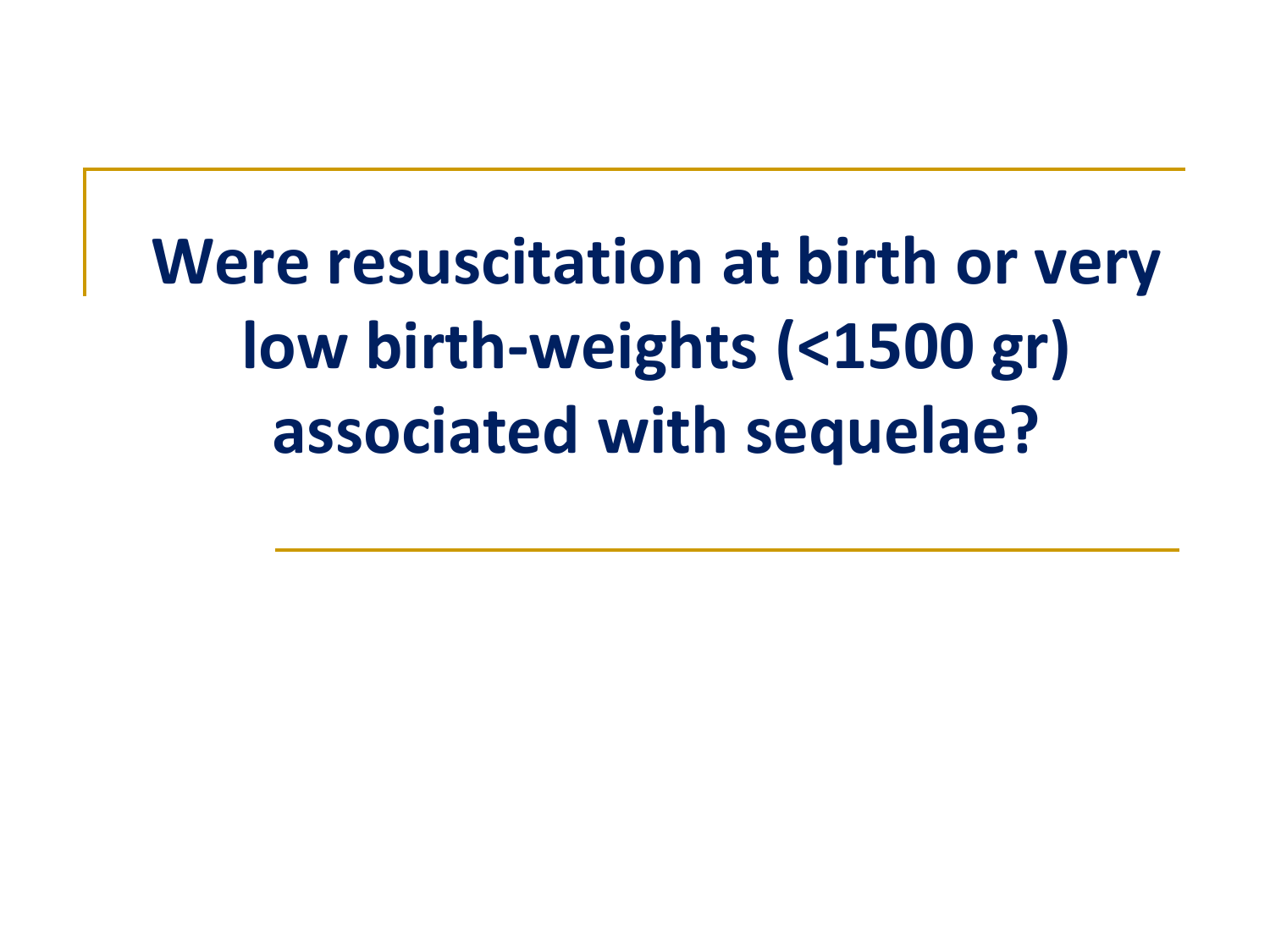# Were resuscitation at birth or very low birth-weights (<1500 gr) associated with sequelae?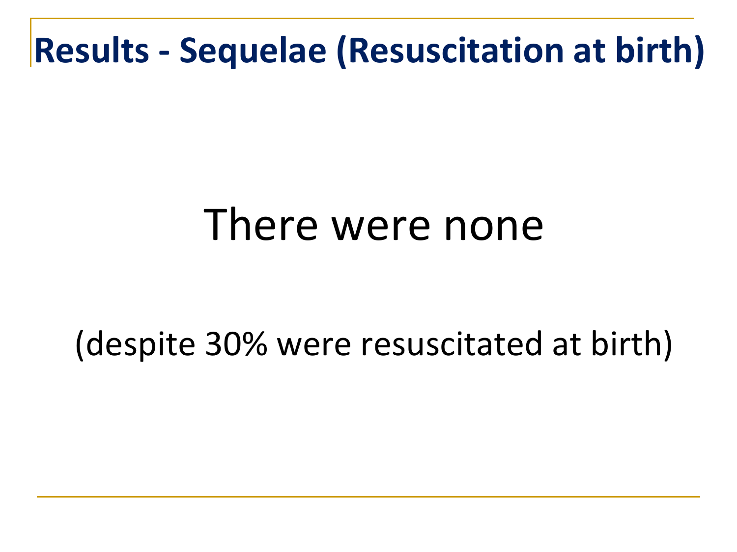# Results - Sequelae (Resuscitation at birth)

There were none

(despite 30% were resuscitated at birth)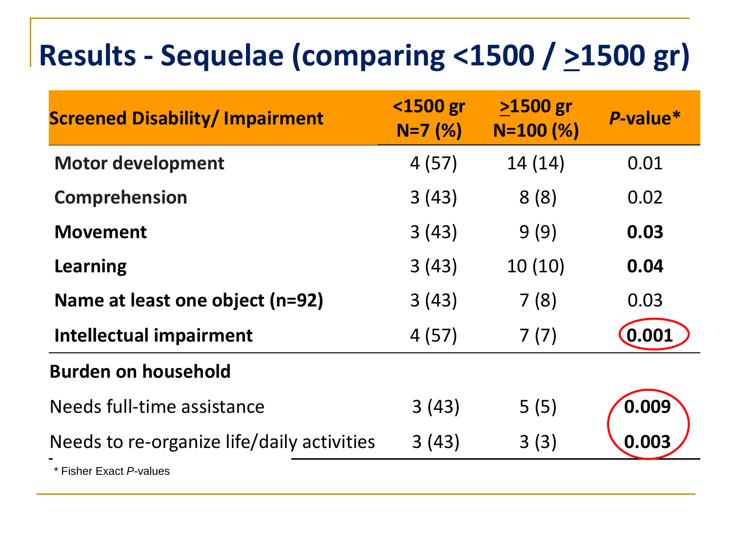# Results - Sequelae (comparing <1500 / ≥1500 gr)

| Screened Disability/ Impairment | <1500 gr N=7 (%) | ≥1500 gr N=100 (%) | *P*-value* |
|---|---|---|---|
| **Motor development** | 4 (57) | 14 (14) | 0.01 |
| **Comprehension** | 3 (43) | 8 (8) | 0.02 |
| **Movement** | 3 (43) | 9 (9) | **0.03** |
| **Learning** | 3 (43) | 10 (10) | **0.04** |
| **Name at least one object (n=92)** | 3 (43) | 7 (8) | 0.03 |
| **Intellectual impairment** | 4 (57) | 7 (7) | **0.001** |
| **Burden on household** | | | |
| Needs full-time assistance | 3 (43) | 5 (5) | **0.009** |
| Needs to re-organize life/daily activities | 3 (43) | 3 (3) | **0.003** |

\* Fisher Exact *P*-values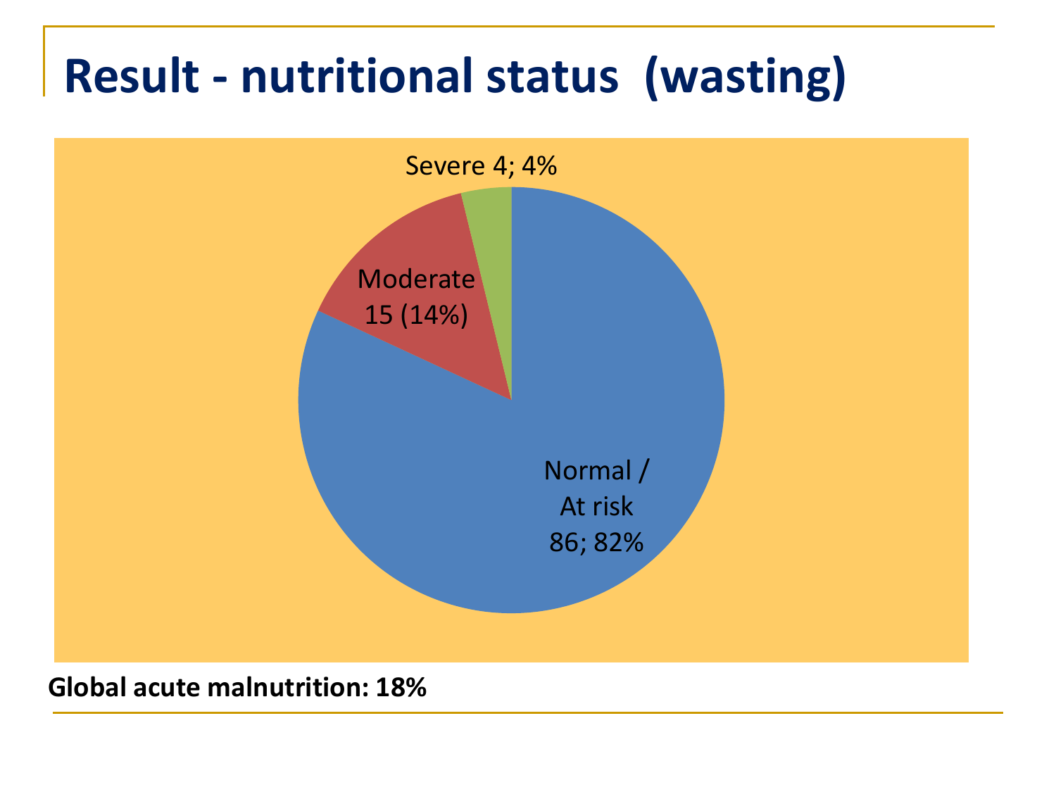# Result - nutritional status (wasting)

Severe 4; 4%

Moderate 15 (14%)

Normal / At risk 86; 82%

**Global acute malnutrition: 18%**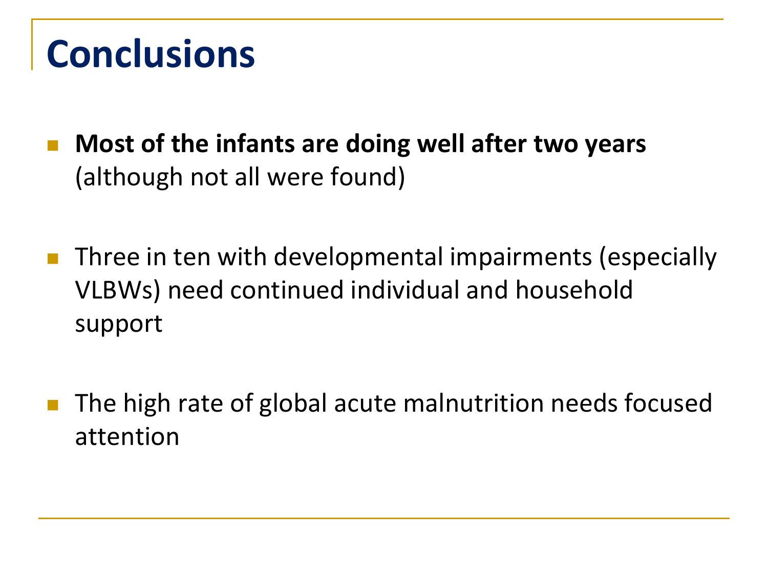# Conclusions

- **Most of the infants are doing well after two years** (although not all were found)

- Three in ten with developmental impairments (especially VLBWs) need continued individual and household support

- The high rate of global acute malnutrition needs focused attention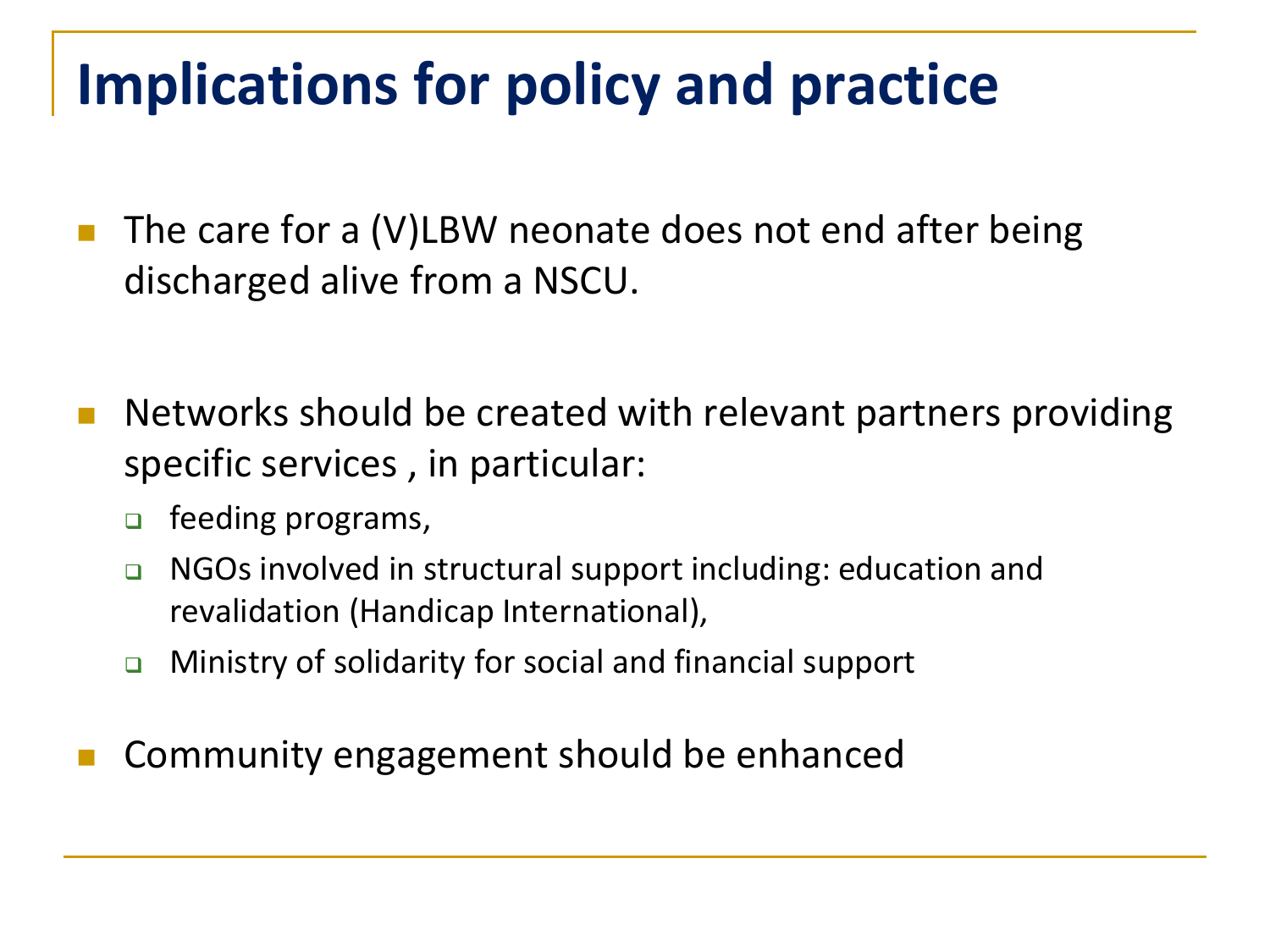# Implications for policy and practice

- The care for a (V)LBW neonate does not end after being discharged alive from a NSCU.
- Networks should be created with relevant partners providing specific services , in particular:
  - feeding programs,
  - NGOs involved in structural support including: education and revalidation (Handicap International),
  - Ministry of solidarity for social and financial support
- Community engagement should be enhanced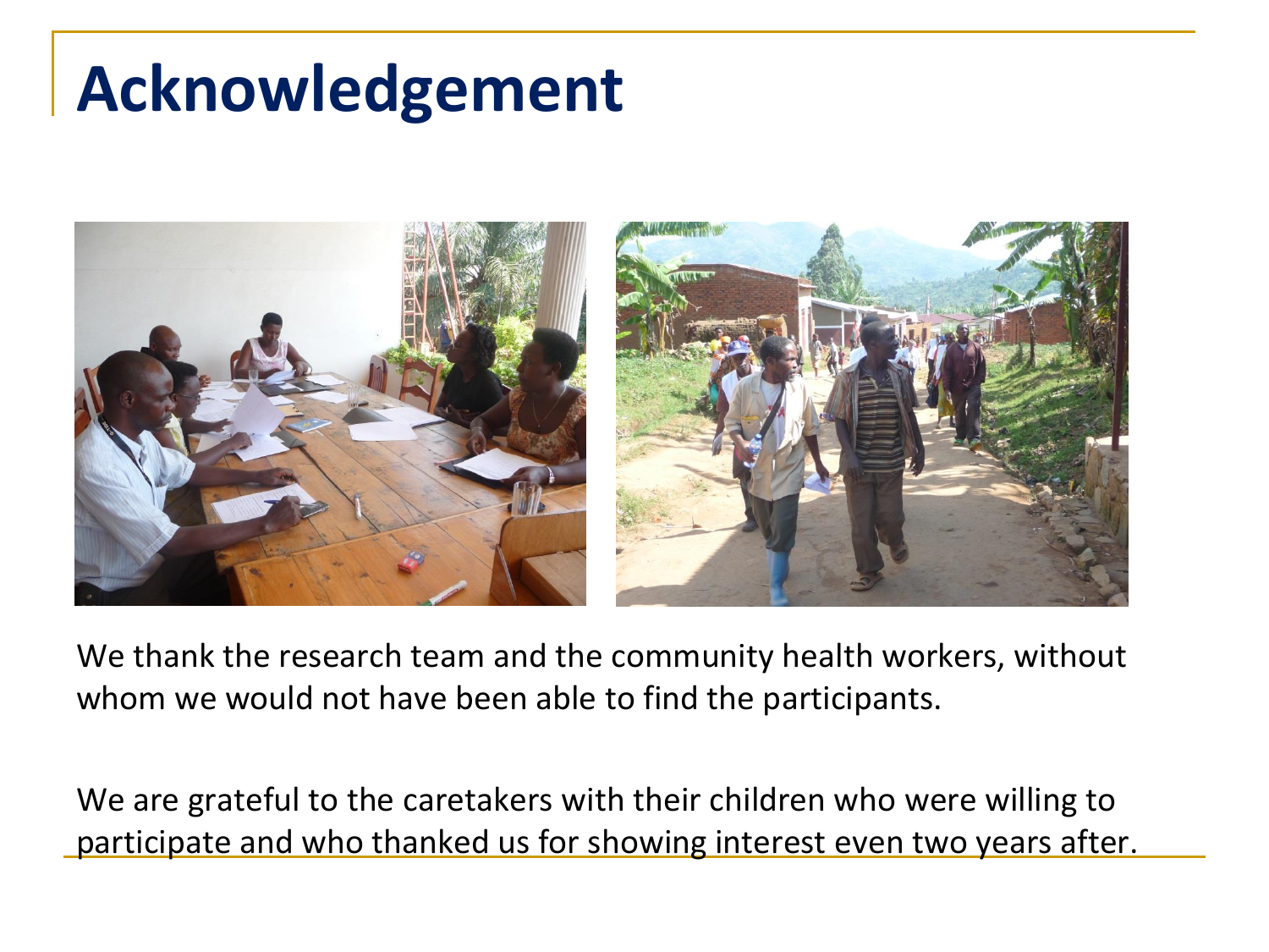# Acknowledgement

We thank the research team and the community health workers, without whom we would not have been able to find the participants.

We are grateful to the caretakers with their children who were willing to participate and who thanked us for showing interest even two years after.